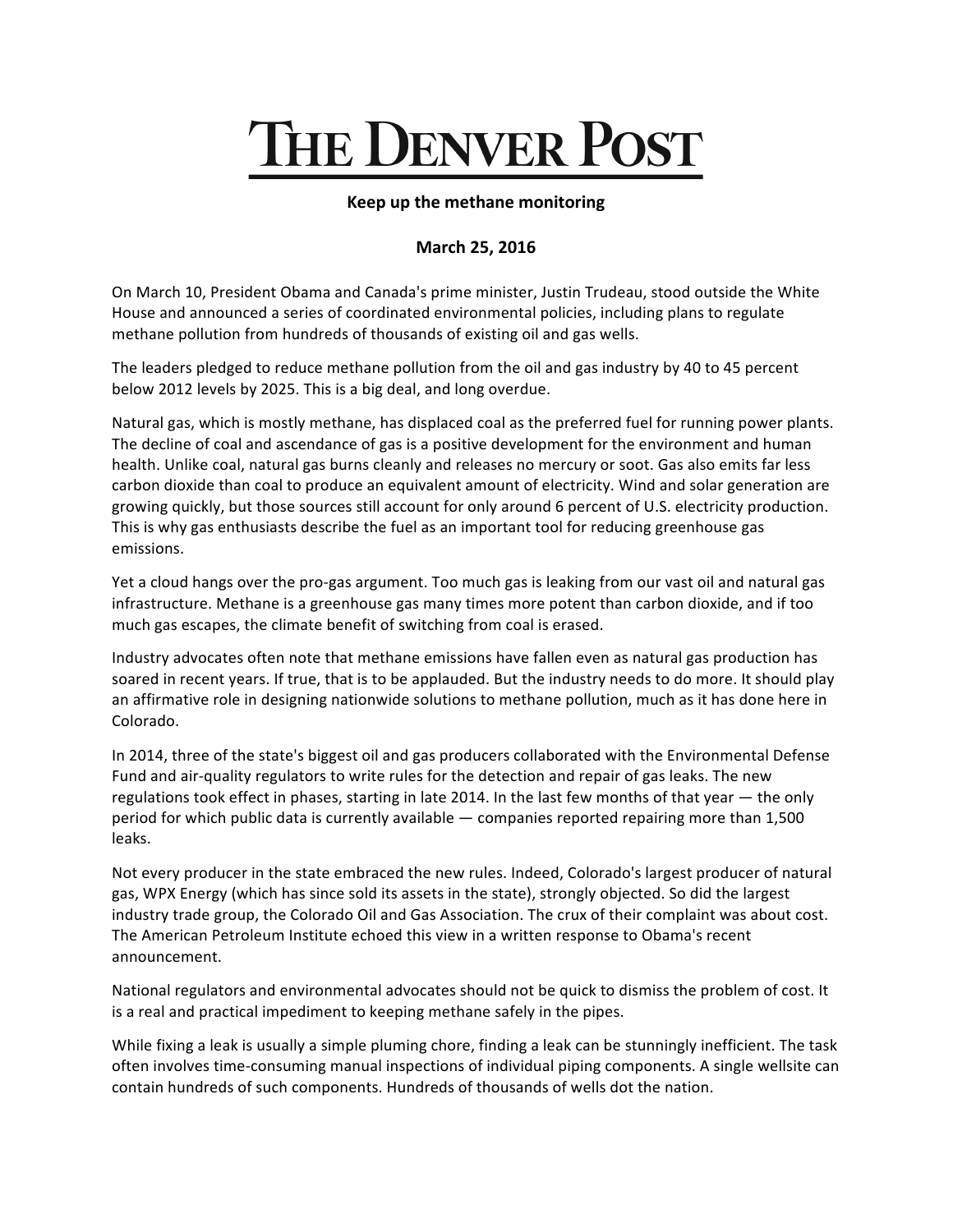# THE DENVER POST

## Keep up the methane monitoring

**March 25, 2016**

On March 10, President Obama and Canada's prime minister, Justin Trudeau, stood outside the White House and announced a series of coordinated environmental policies, including plans to regulate methane pollution from hundreds of thousands of existing oil and gas wells.

The leaders pledged to reduce methane pollution from the oil and gas industry by 40 to 45 percent below 2012 levels by 2025. This is a big deal, and long overdue.

Natural gas, which is mostly methane, has displaced coal as the preferred fuel for running power plants. The decline of coal and ascendance of gas is a positive development for the environment and human health. Unlike coal, natural gas burns cleanly and releases no mercury or soot. Gas also emits far less carbon dioxide than coal to produce an equivalent amount of electricity. Wind and solar generation are growing quickly, but those sources still account for only around 6 percent of U.S. electricity production. This is why gas enthusiasts describe the fuel as an important tool for reducing greenhouse gas emissions.

Yet a cloud hangs over the pro-gas argument. Too much gas is leaking from our vast oil and natural gas infrastructure. Methane is a greenhouse gas many times more potent than carbon dioxide, and if too much gas escapes, the climate benefit of switching from coal is erased.

Industry advocates often note that methane emissions have fallen even as natural gas production has soared in recent years. If true, that is to be applauded. But the industry needs to do more. It should play an affirmative role in designing nationwide solutions to methane pollution, much as it has done here in Colorado.

In 2014, three of the state's biggest oil and gas producers collaborated with the Environmental Defense Fund and air-quality regulators to write rules for the detection and repair of gas leaks. The new regulations took effect in phases, starting in late 2014. In the last few months of that year — the only period for which public data is currently available — companies reported repairing more than 1,500 leaks.

Not every producer in the state embraced the new rules. Indeed, Colorado's largest producer of natural gas, WPX Energy (which has since sold its assets in the state), strongly objected. So did the largest industry trade group, the Colorado Oil and Gas Association. The crux of their complaint was about cost. The American Petroleum Institute echoed this view in a written response to Obama's recent announcement.

National regulators and environmental advocates should not be quick to dismiss the problem of cost. It is a real and practical impediment to keeping methane safely in the pipes.

While fixing a leak is usually a simple pluming chore, finding a leak can be stunningly inefficient. The task often involves time-consuming manual inspections of individual piping components. A single wellsite can contain hundreds of such components. Hundreds of thousands of wells dot the nation.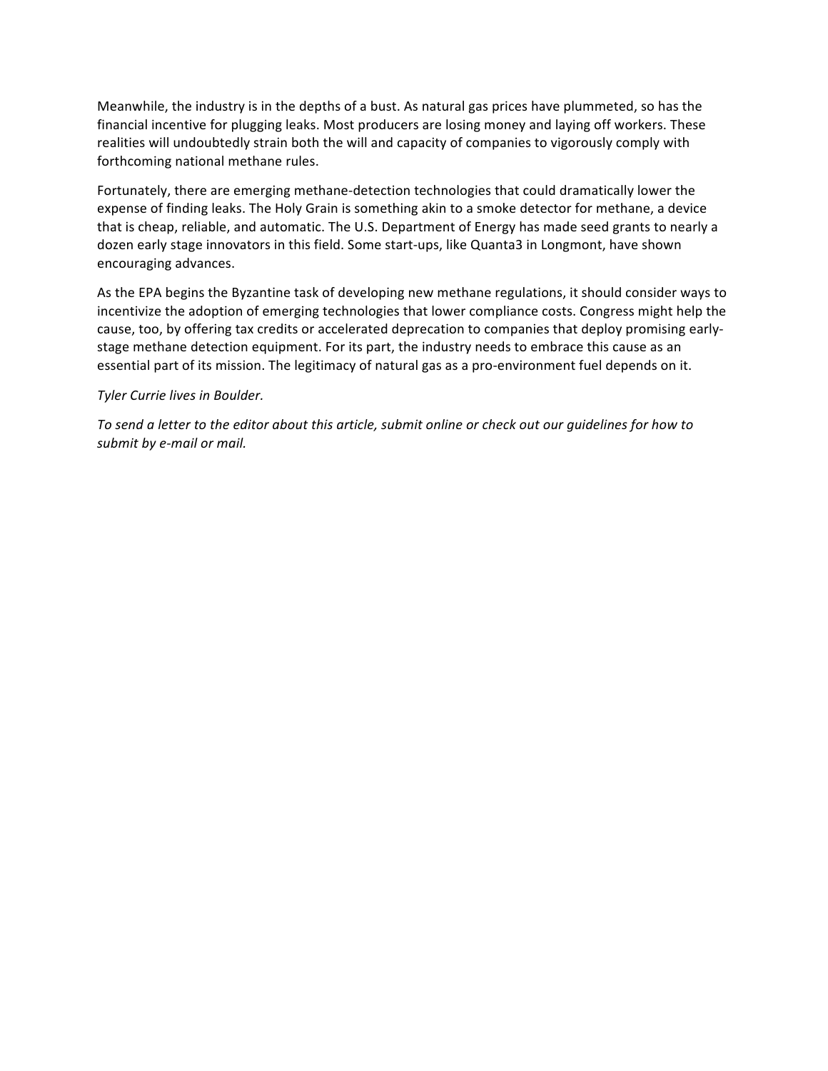Meanwhile, the industry is in the depths of a bust. As natural gas prices have plummeted, so has the financial incentive for plugging leaks. Most producers are losing money and laying off workers. These realities will undoubtedly strain both the will and capacity of companies to vigorously comply with forthcoming national methane rules.

Fortunately, there are emerging methane-detection technologies that could dramatically lower the expense of finding leaks. The Holy Grain is something akin to a smoke detector for methane, a device that is cheap, reliable, and automatic. The U.S. Department of Energy has made seed grants to nearly a dozen early stage innovators in this field. Some start-ups, like Quanta3 in Longmont, have shown encouraging advances.

As the EPA begins the Byzantine task of developing new methane regulations, it should consider ways to incentivize the adoption of emerging technologies that lower compliance costs. Congress might help the cause, too, by offering tax credits or accelerated deprecation to companies that deploy promising early-stage methane detection equipment. For its part, the industry needs to embrace this cause as an essential part of its mission. The legitimacy of natural gas as a pro-environment fuel depends on it.

*Tyler Currie lives in Boulder.*

*To send a letter to the editor about this article, submit online or check out our guidelines for how to submit by e-mail or mail.*